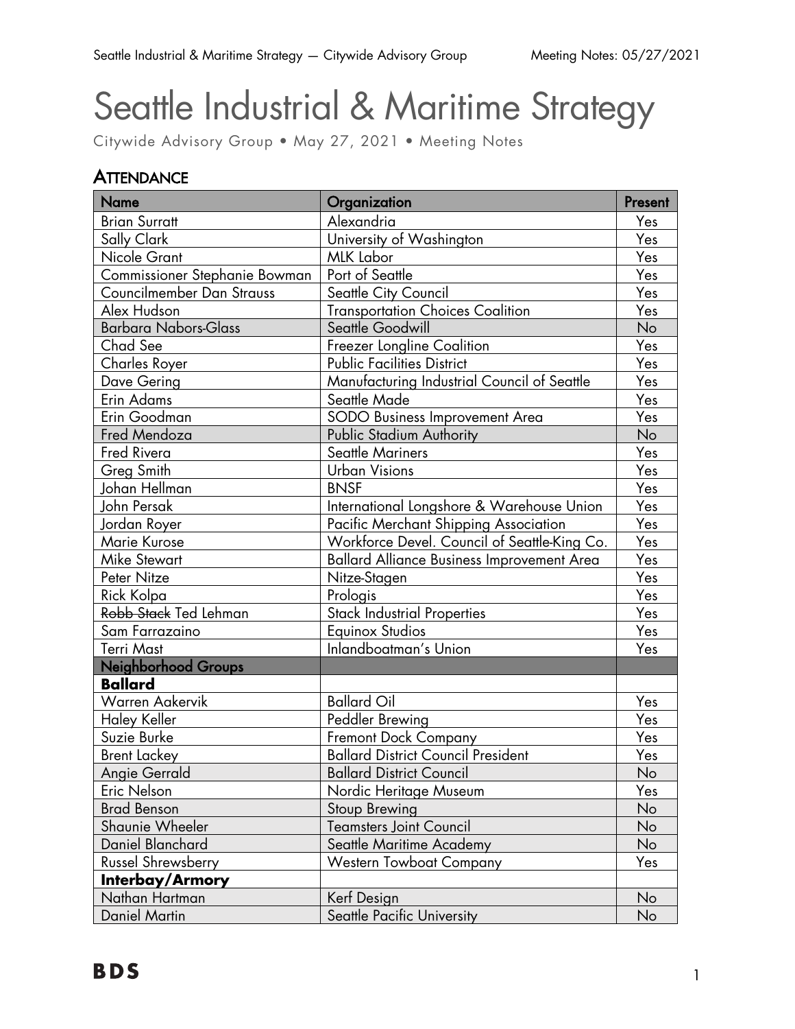# Seattle Industrial & Maritime Strategy

Citywide Advisory Group • May 27, 2021 • Meeting Notes

## Attendance

| Name | Organization | Present |
|---|---|---|
| Brian Surratt | Alexandria | Yes |
| Sally Clark | University of Washington | Yes |
| Nicole Grant | MLK Labor | Yes |
| Commissioner Stephanie Bowman | Port of Seattle | Yes |
| Councilmember Dan Strauss | Seattle City Council | Yes |
| Alex Hudson | Transportation Choices Coalition | Yes |
| Barbara Nabors-Glass | Seattle Goodwill | No |
| Chad See | Freezer Longline Coalition | Yes |
| Charles Royer | Public Facilities District | Yes |
| Dave Gering | Manufacturing Industrial Council of Seattle | Yes |
| Erin Adams | Seattle Made | Yes |
| Erin Goodman | SODO Business Improvement Area | Yes |
| Fred Mendoza | Public Stadium Authority | No |
| Fred Rivera | Seattle Mariners | Yes |
| Greg Smith | Urban Visions | Yes |
| Johan Hellman | BNSF | Yes |
| John Persak | International Longshore & Warehouse Union | Yes |
| Jordan Royer | Pacific Merchant Shipping Association | Yes |
| Marie Kurose | Workforce Devel. Council of Seattle-King Co. | Yes |
| Mike Stewart | Ballard Alliance Business Improvement Area | Yes |
| Peter Nitze | Nitze-Stagen | Yes |
| Rick Kolpa | Prologis | Yes |
| ~~Robb Stack~~ Ted Lehman | Stack Industrial Properties | Yes |
| Sam Farrazaino | Equinox Studios | Yes |
| Terri Mast | Inlandboatman's Union | Yes |
| **Neighborhood Groups** | | |
| **Ballard** | | |
| Warren Aakervik | Ballard Oil | Yes |
| Haley Keller | Peddler Brewing | Yes |
| Suzie Burke | Fremont Dock Company | Yes |
| Brent Lackey | Ballard District Council President | Yes |
| Angie Gerrald | Ballard District Council | No |
| Eric Nelson | Nordic Heritage Museum | Yes |
| Brad Benson | Stoup Brewing | No |
| Shaunie Wheeler | Teamsters Joint Council | No |
| Daniel Blanchard | Seattle Maritime Academy | No |
| Russel Shrewsberry | Western Towboat Company | Yes |
| **Interbay/Armory** | | |
| Nathan Hartman | Kerf Design | No |
| Daniel Martin | Seattle Pacific University | No |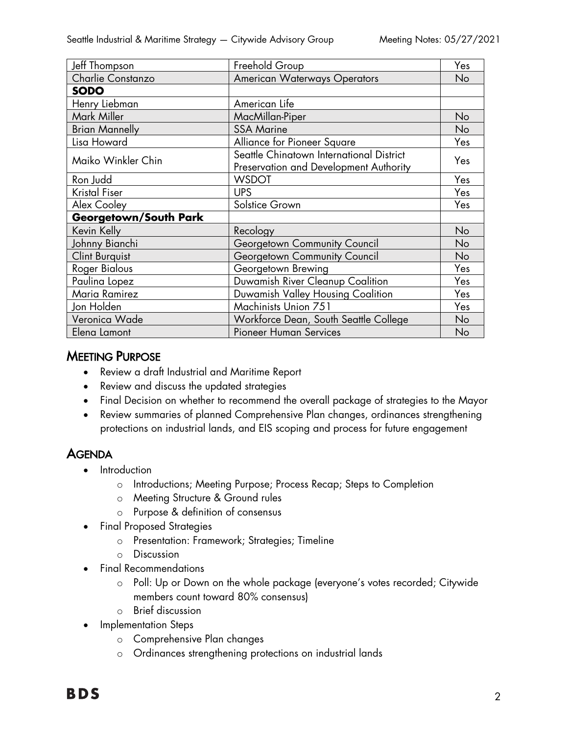| | | |
|---|---|---|
| Jeff Thompson | Freehold Group | Yes |
| Charlie Constanzo | American Waterways Operators | No |
| **SODO** | | |
| Henry Liebman | American Life | |
| Mark Miller | MacMillan-Piper | No |
| Brian Mannelly | SSA Marine | No |
| Lisa Howard | Alliance for Pioneer Square | Yes |
| Maiko Winkler Chin | Seattle Chinatown International District Preservation and Development Authority | Yes |
| Ron Judd | WSDOT | Yes |
| Kristal Fiser | UPS | Yes |
| Alex Cooley | Solstice Grown | Yes |
| **Georgetown/South Park** | | |
| Kevin Kelly | Recology | No |
| Johnny Bianchi | Georgetown Community Council | No |
| Clint Burquist | Georgetown Community Council | No |
| Roger Bialous | Georgetown Brewing | Yes |
| Paulina Lopez | Duwamish River Cleanup Coalition | Yes |
| Maria Ramirez | Duwamish Valley Housing Coalition | Yes |
| Jon Holden | Machinists Union 751 | Yes |
| Veronica Wade | Workforce Dean, South Seattle College | No |
| Elena Lamont | Pioneer Human Services | No |

## Meeting Purpose

- Review a draft Industrial and Maritime Report
- Review and discuss the updated strategies
- Final Decision on whether to recommend the overall package of strategies to the Mayor
- Review summaries of planned Comprehensive Plan changes, ordinances strengthening protections on industrial lands, and EIS scoping and process for future engagement

## Agenda

- Introduction
  - Introductions; Meeting Purpose; Process Recap; Steps to Completion
  - Meeting Structure & Ground rules
  - Purpose & definition of consensus
- Final Proposed Strategies
  - Presentation: Framework; Strategies; Timeline
  - Discussion
- Final Recommendations
  - Poll: Up or Down on the whole package (everyone's votes recorded; Citywide members count toward 80% consensus)
  - Brief discussion
- Implementation Steps
  - Comprehensive Plan changes
  - Ordinances strengthening protections on industrial lands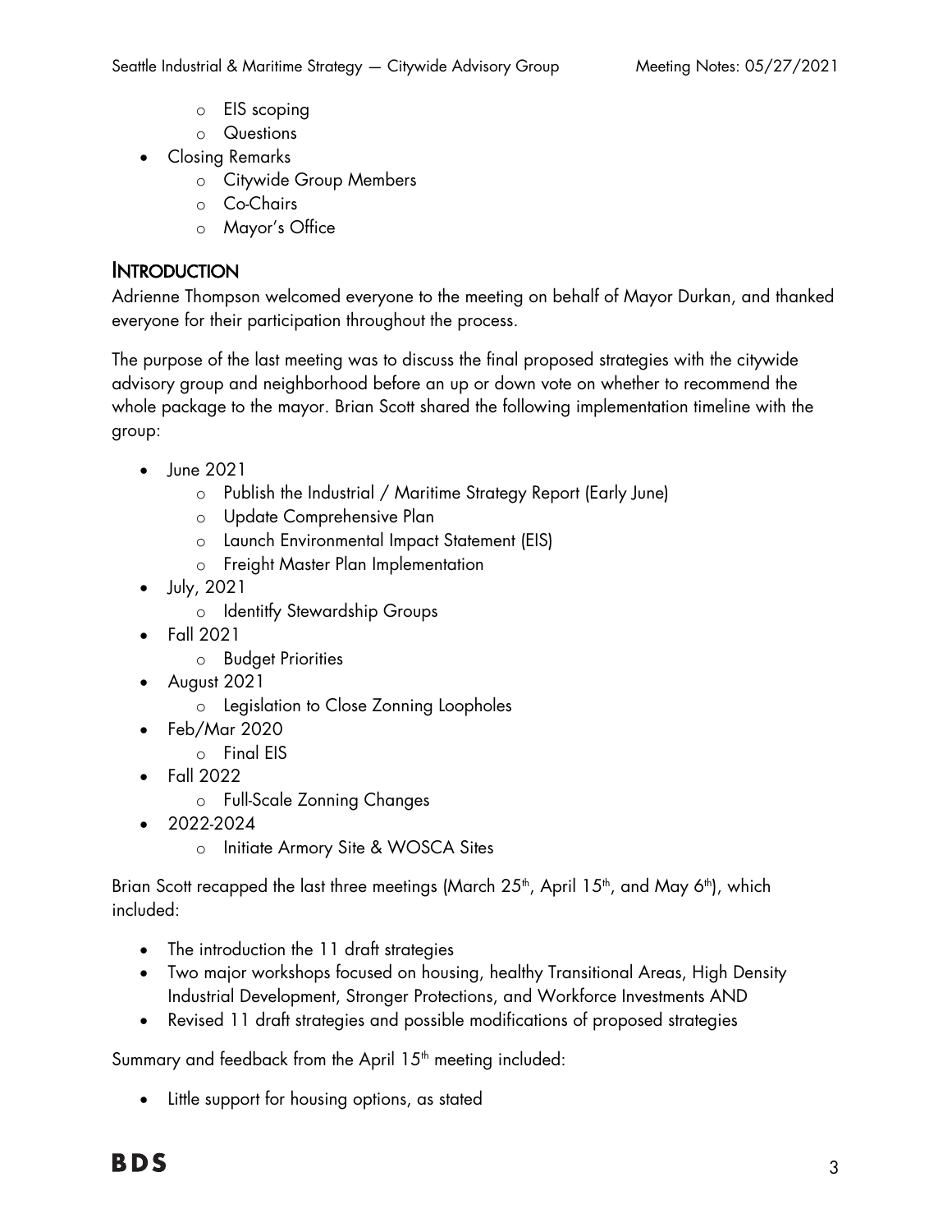- EIS scoping
  - Questions
- Closing Remarks
  - Citywide Group Members
  - Co-Chairs
  - Mayor's Office

## Introduction

Adrienne Thompson welcomed everyone to the meeting on behalf of Mayor Durkan, and thanked everyone for their participation throughout the process.

The purpose of the last meeting was to discuss the final proposed strategies with the citywide advisory group and neighborhood before an up or down vote on whether to recommend the whole package to the mayor. Brian Scott shared the following implementation timeline with the group:

- June 2021
  - Publish the Industrial / Maritime Strategy Report (Early June)
  - Update Comprehensive Plan
  - Launch Environmental Impact Statement (EIS)
  - Freight Master Plan Implementation
- July, 2021
  - Identitfy Stewardship Groups
- Fall 2021
  - Budget Priorities
- August 2021
  - Legislation to Close Zonning Loopholes
- Feb/Mar 2020
  - Final EIS
- Fall 2022
  - Full-Scale Zonning Changes
- 2022-2024
  - Initiate Armory Site & WOSCA Sites

Brian Scott recapped the last three meetings (March 25th, April 15th, and May 6th), which included:

- The introduction the 11 draft strategies
- Two major workshops focused on housing, healthy Transitional Areas, High Density Industrial Development, Stronger Protections, and Workforce Investments AND
- Revised 11 draft strategies and possible modifications of proposed strategies

Summary and feedback from the April 15th meeting included:

- Little support for housing options, as stated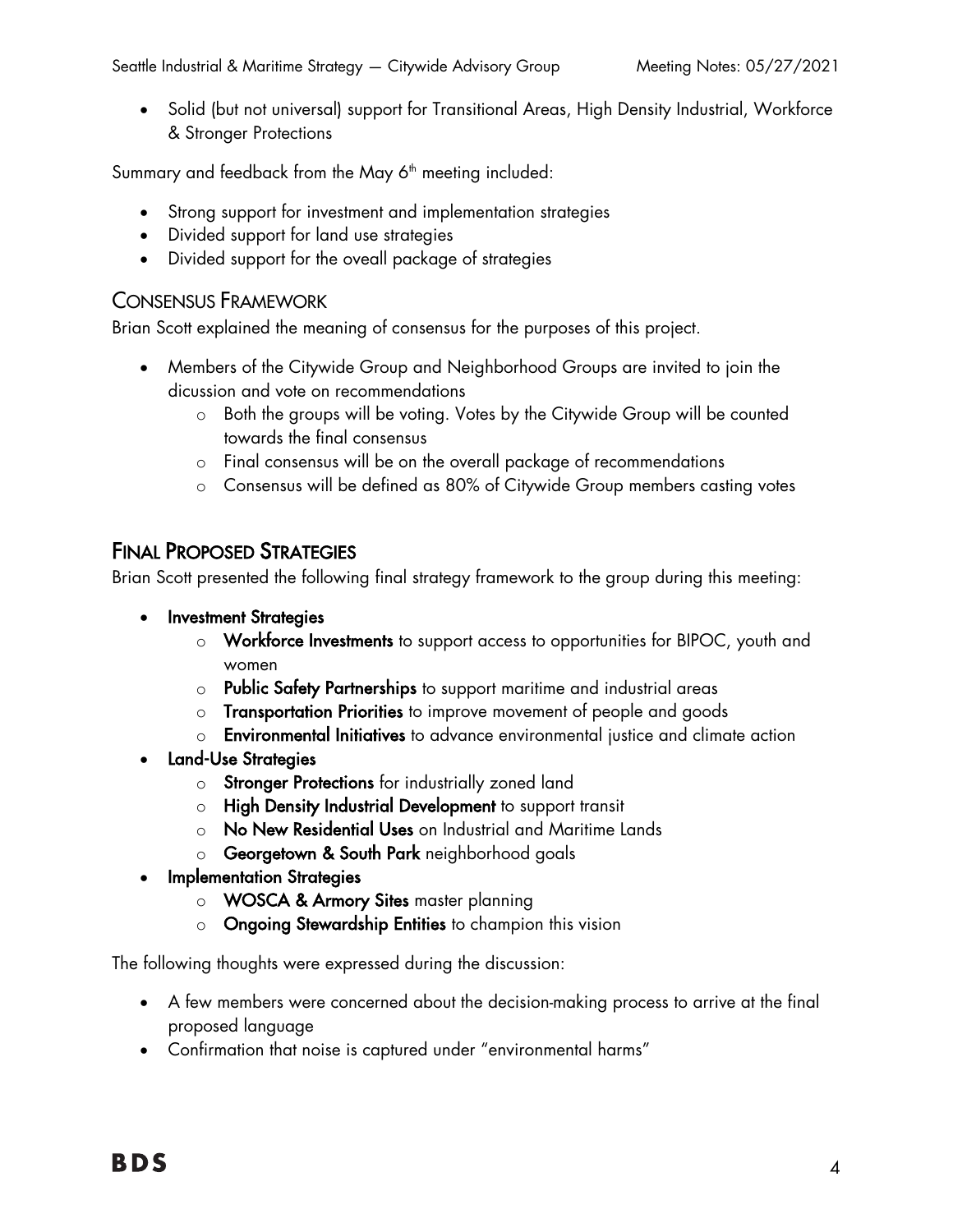- Solid (but not universal) support for Transitional Areas, High Density Industrial, Workforce & Stronger Protections

Summary and feedback from the May 6th meeting included:

- Strong support for investment and implementation strategies
- Divided support for land use strategies
- Divided support for the oveall package of strategies

## Consensus Framework

Brian Scott explained the meaning of consensus for the purposes of this project.

- Members of the Citywide Group and Neighborhood Groups are invited to join the dicussion and vote on recommendations
    - Both the groups will be voting. Votes by the Citywide Group will be counted towards the final consensus
    - Final consensus will be on the overall package of recommendations
    - Consensus will be defined as 80% of Citywide Group members casting votes

## Final Proposed Strategies

Brian Scott presented the following final strategy framework to the group during this meeting:

- **Investment Strategies**
    - **Workforce Investments** to support access to opportunities for BIPOC, youth and women
    - **Public Safety Partnerships** to support maritime and industrial areas
    - **Transportation Priorities** to improve movement of people and goods
    - **Environmental Initiatives** to advance environmental justice and climate action
- **Land-Use Strategies**
    - **Stronger Protections** for industrially zoned land
    - **High Density Industrial Development** to support transit
    - **No New Residential Uses** on Industrial and Maritime Lands
    - **Georgetown & South Park** neighborhood goals
- **Implementation Strategies**
    - **WOSCA & Armory Sites** master planning
    - **Ongoing Stewardship Entities** to champion this vision

The following thoughts were expressed during the discussion:

- A few members were concerned about the decision-making process to arrive at the final proposed language
- Confirmation that noise is captured under "environmental harms"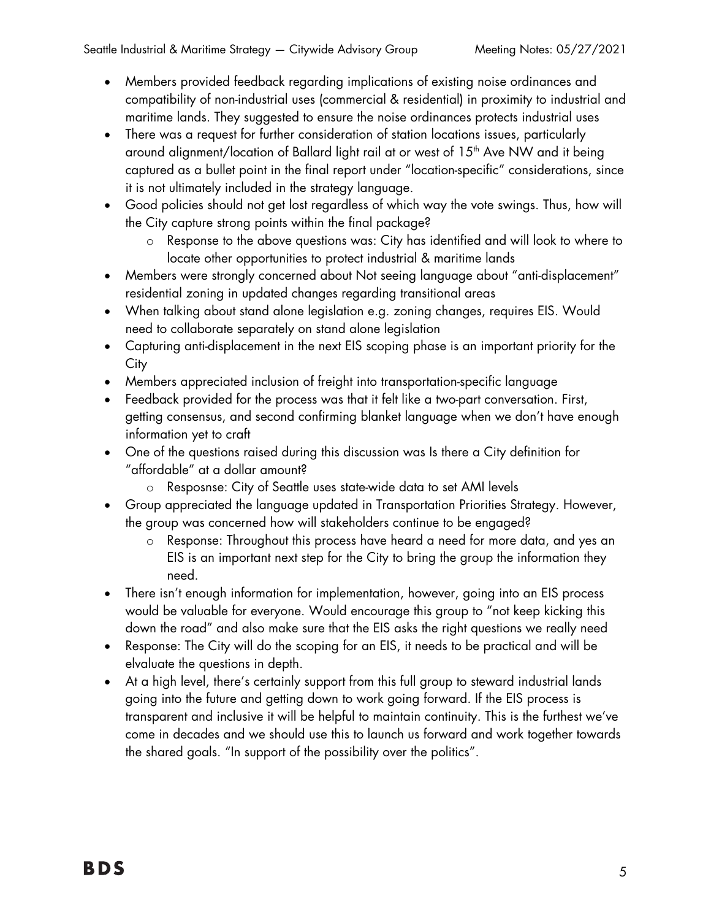- Members provided feedback regarding implications of existing noise ordinances and compatibility of non-industrial uses (commercial & residential) in proximity to industrial and maritime lands. They suggested to ensure the noise ordinances protects industrial uses
- There was a request for further consideration of station locations issues, particularly around alignment/location of Ballard light rail at or west of 15th Ave NW and it being captured as a bullet point in the final report under "location-specific" considerations, since it is not ultimately included in the strategy language.
- Good policies should not get lost regardless of which way the vote swings. Thus, how will the City capture strong points within the final package?
  - Response to the above questions was: City has identified and will look to where to locate other opportunities to protect industrial & maritime lands
- Members were strongly concerned about Not seeing language about "anti-displacement" residential zoning in updated changes regarding transitional areas
- When talking about stand alone legislation e.g. zoning changes, requires EIS. Would need to collaborate separately on stand alone legislation
- Capturing anti-displacement in the next EIS scoping phase is an important priority for the City
- Members appreciated inclusion of freight into transportation-specific language
- Feedback provided for the process was that it felt like a two-part conversation. First, getting consensus, and second confirming blanket language when we don't have enough information yet to craft
- One of the questions raised during this discussion was Is there a City definition for "affordable" at a dollar amount?
  - Resposnse: City of Seattle uses state-wide data to set AMI levels
- Group appreciated the language updated in Transportation Priorities Strategy. However, the group was concerned how will stakeholders continue to be engaged?
  - Response: Throughout this process have heard a need for more data, and yes an EIS is an important next step for the City to bring the group the information they need.
- There isn't enough information for implementation, however, going into an EIS process would be valuable for everyone. Would encourage this group to "not keep kicking this down the road" and also make sure that the EIS asks the right questions we really need
- Response: The City will do the scoping for an EIS, it needs to be practical and will be elvaluate the questions in depth.
- At a high level, there's certainly support from this full group to steward industrial lands going into the future and getting down to work going forward. If the EIS process is transparent and inclusive it will be helpful to maintain continuity. This is the furthest we've come in decades and we should use this to launch us forward and work together towards the shared goals. "In support of the possibility over the politics".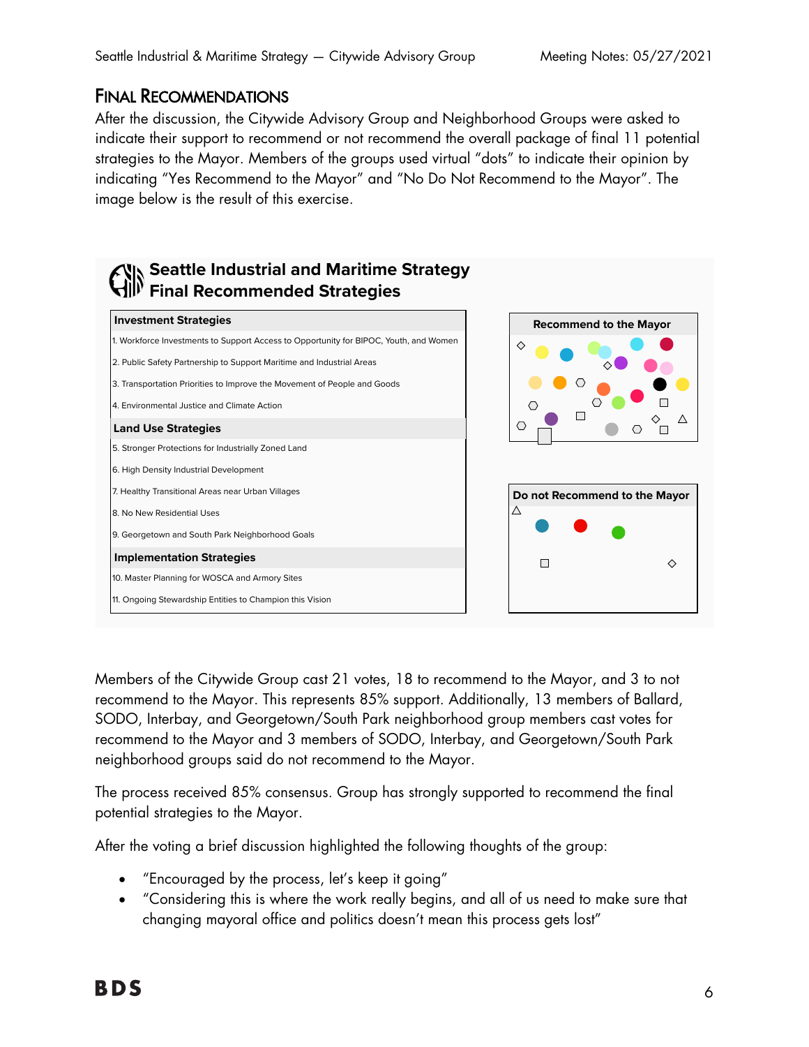## Final Recommendations

After the discussion, the Citywide Advisory Group and Neighborhood Groups were asked to indicate their support to recommend or not recommend the overall package of final 11 potential strategies to the Mayor. Members of the groups used virtual "dots" to indicate their opinion by indicating "Yes Recommend to the Mayor" and "No Do Not Recommend to the Mayor". The image below is the result of this exercise.

### Seattle Industrial and Maritime Strategy Final Recommended Strategies

**Investment Strategies**

1. Workforce Investments to Support Access to Opportunity for BIPOC, Youth, and Women
2. Public Safety Partnership to Support Maritime and Industrial Areas
3. Transportation Priorities to Improve the Movement of People and Goods
4. Environmental Justice and Climate Action

**Land Use Strategies**

5. Stronger Protections for Industrially Zoned Land
6. High Density Industrial Development
7. Healthy Transitional Areas near Urban Villages
8. No New Residential Uses
9. Georgetown and South Park Neighborhood Goals

**Implementation Strategies**

10. Master Planning for WOSCA and Armory Sites
11. Ongoing Stewardship Entities to Champion this Vision

**Recommend to the Mayor**

**Do not Recommend to the Mayor**

Members of the Citywide Group cast 21 votes, 18 to recommend to the Mayor, and 3 to not recommend to the Mayor. This represents 85% support. Additionally, 13 members of Ballard, SODO, Interbay, and Georgetown/South Park neighborhood group members cast votes for recommend to the Mayor and 3 members of SODO, Interbay, and Georgetown/South Park neighborhood groups said do not recommend to the Mayor.

The process received 85% consensus. Group has strongly supported to recommend the final potential strategies to the Mayor.

After the voting a brief discussion highlighted the following thoughts of the group:

- "Encouraged by the process, let's keep it going"
- "Considering this is where the work really begins, and all of us need to make sure that changing mayoral office and politics doesn't mean this process gets lost"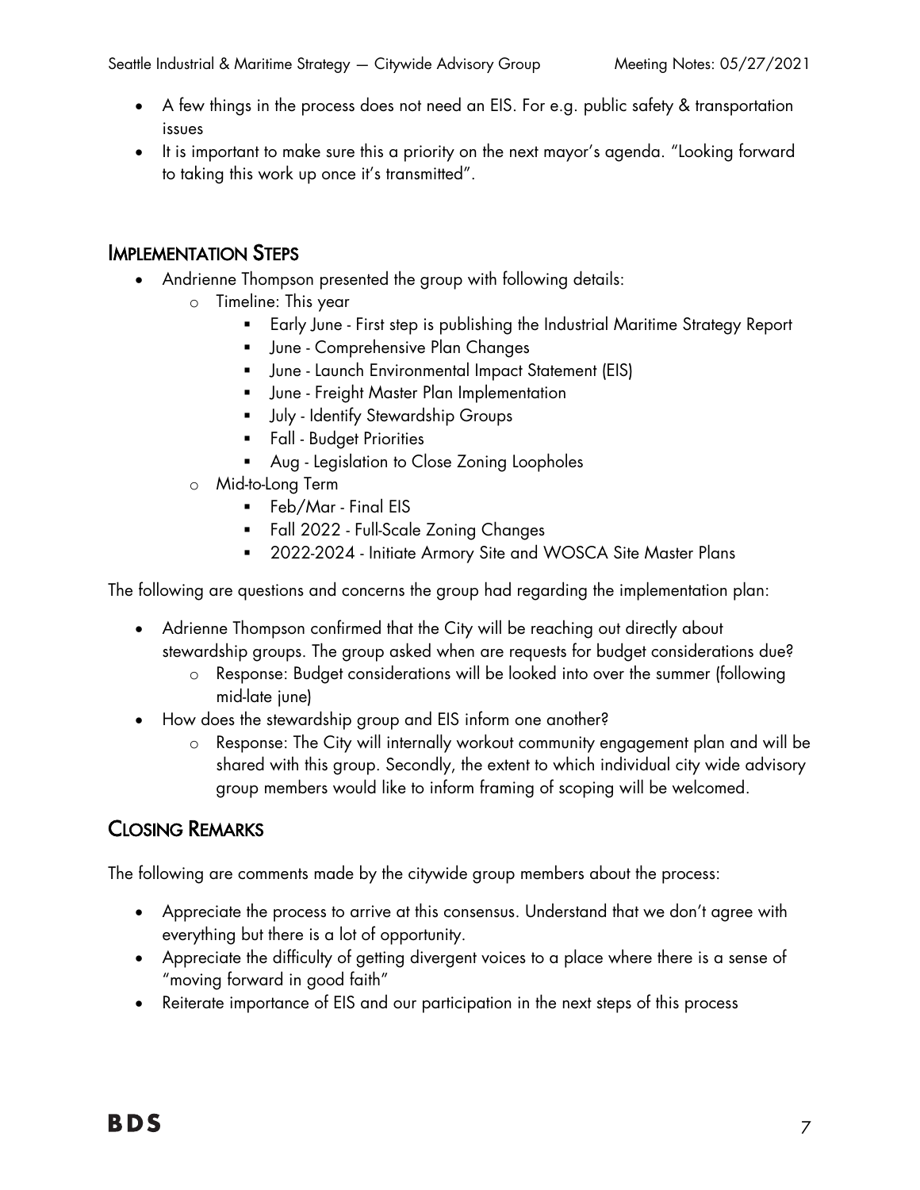- A few things in the process does not need an EIS. For e.g. public safety & transportation issues
- It is important to make sure this a priority on the next mayor's agenda. "Looking forward to taking this work up once it's transmitted".

## IMPLEMENTATION STEPS

- Andrienne Thompson presented the group with following details:
  - Timeline: This year
    - Early June - First step is publishing the Industrial Maritime Strategy Report
    - June - Comprehensive Plan Changes
    - June - Launch Environmental Impact Statement (EIS)
    - June - Freight Master Plan Implementation
    - July - Identify Stewardship Groups
    - Fall - Budget Priorities
    - Aug - Legislation to Close Zoning Loopholes
  - Mid-to-Long Term
    - Feb/Mar - Final EIS
    - Fall 2022 - Full-Scale Zoning Changes
    - 2022-2024 - Initiate Armory Site and WOSCA Site Master Plans

The following are questions and concerns the group had regarding the implementation plan:

- Adrienne Thompson confirmed that the City will be reaching out directly about stewardship groups. The group asked when are requests for budget considerations due?
  - Response: Budget considerations will be looked into over the summer (following mid-late june)
- How does the stewardship group and EIS inform one another?
  - Response: The City will internally workout community engagement plan and will be shared with this group. Secondly, the extent to which individual city wide advisory group members would like to inform framing of scoping will be welcomed.

## CLOSING REMARKS

The following are comments made by the citywide group members about the process:

- Appreciate the process to arrive at this consensus. Understand that we don't agree with everything but there is a lot of opportunity.
- Appreciate the difficulty of getting divergent voices to a place where there is a sense of "moving forward in good faith"
- Reiterate importance of EIS and our participation in the next steps of this process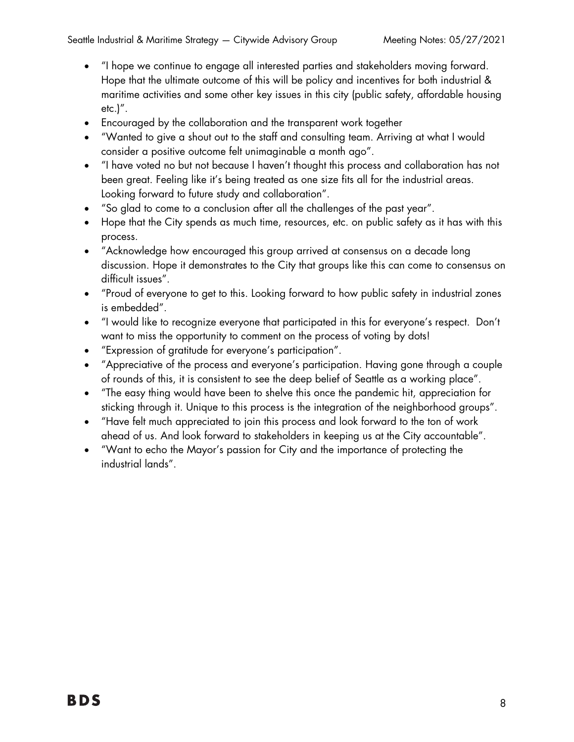- "I hope we continue to engage all interested parties and stakeholders moving forward. Hope that the ultimate outcome of this will be policy and incentives for both industrial & maritime activities and some other key issues in this city (public safety, affordable housing etc.)".
- Encouraged by the collaboration and the transparent work together
- "Wanted to give a shout out to the staff and consulting team. Arriving at what I would consider a positive outcome felt unimaginable a month ago".
- "I have voted no but not because I haven't thought this process and collaboration has not been great. Feeling like it's being treated as one size fits all for the industrial areas. Looking forward to future study and collaboration".
- "So glad to come to a conclusion after all the challenges of the past year".
- Hope that the City spends as much time, resources, etc. on public safety as it has with this process.
- "Acknowledge how encouraged this group arrived at consensus on a decade long discussion. Hope it demonstrates to the City that groups like this can come to consensus on difficult issues".
- "Proud of everyone to get to this. Looking forward to how public safety in industrial zones is embedded".
- "I would like to recognize everyone that participated in this for everyone's respect. Don't want to miss the opportunity to comment on the process of voting by dots!
- "Expression of gratitude for everyone's participation".
- "Appreciative of the process and everyone's participation. Having gone through a couple of rounds of this, it is consistent to see the deep belief of Seattle as a working place".
- "The easy thing would have been to shelve this once the pandemic hit, appreciation for sticking through it. Unique to this process is the integration of the neighborhood groups".
- "Have felt much appreciated to join this process and look forward to the ton of work ahead of us. And look forward to stakeholders in keeping us at the City accountable".
- "Want to echo the Mayor's passion for City and the importance of protecting the industrial lands".